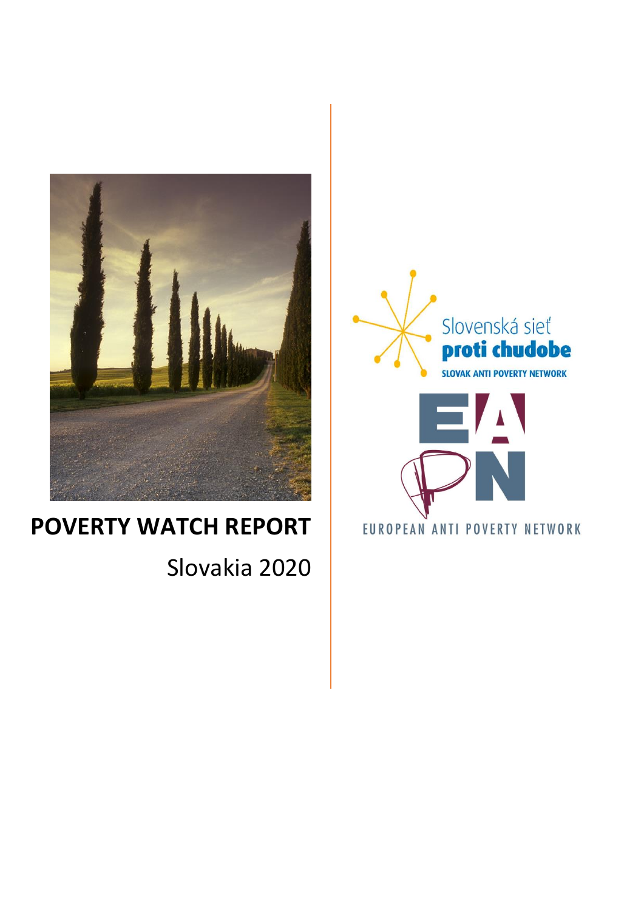# POVERTY WATCH REPORT

Slovakia 2020

Slovenská sieť
**proti chudobe**
SLOVAK ANTI POVERTY NETWORK

EUROPEAN ANTI POVERTY NETWORK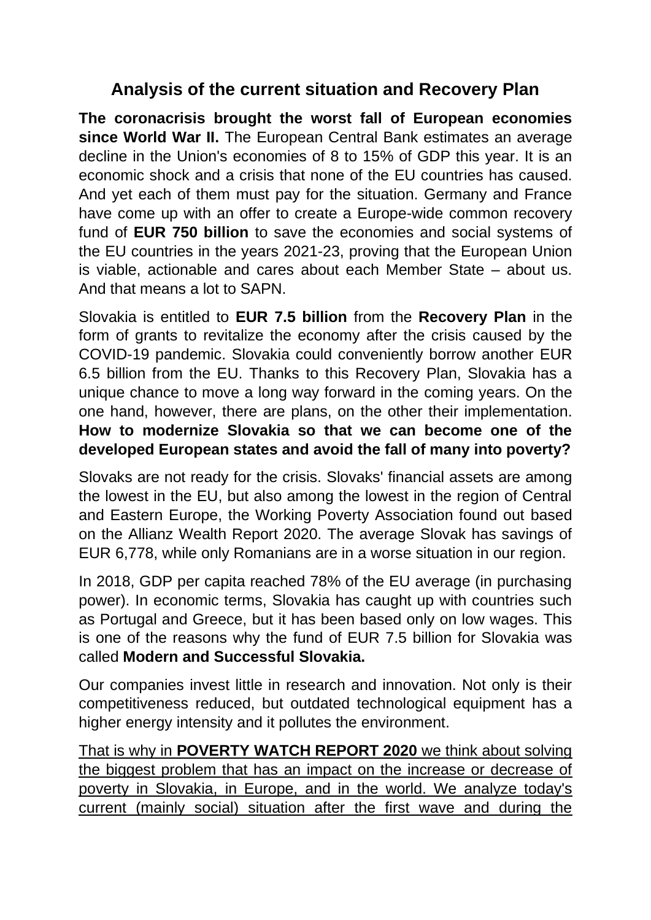## Analysis of the current situation and Recovery Plan

**The coronacrisis brought the worst fall of European economies since World War II.** The European Central Bank estimates an average decline in the Union's economies of 8 to 15% of GDP this year. It is an economic shock and a crisis that none of the EU countries has caused. And yet each of them must pay for the situation. Germany and France have come up with an offer to create a Europe-wide common recovery fund of **EUR 750 billion** to save the economies and social systems of the EU countries in the years 2021-23, proving that the European Union is viable, actionable and cares about each Member State – about us. And that means a lot to SAPN.

Slovakia is entitled to **EUR 7.5 billion** from the **Recovery Plan** in the form of grants to revitalize the economy after the crisis caused by the COVID-19 pandemic. Slovakia could conveniently borrow another EUR 6.5 billion from the EU. Thanks to this Recovery Plan, Slovakia has a unique chance to move a long way forward in the coming years. On the one hand, however, there are plans, on the other their implementation. **How to modernize Slovakia so that we can become one of the developed European states and avoid the fall of many into poverty?**

Slovaks are not ready for the crisis. Slovaks' financial assets are among the lowest in the EU, but also among the lowest in the region of Central and Eastern Europe, the Working Poverty Association found out based on the Allianz Wealth Report 2020. The average Slovak has savings of EUR 6,778, while only Romanians are in a worse situation in our region.

In 2018, GDP per capita reached 78% of the EU average (in purchasing power). In economic terms, Slovakia has caught up with countries such as Portugal and Greece, but it has been based only on low wages. This is one of the reasons why the fund of EUR 7.5 billion for Slovakia was called **Modern and Successful Slovakia.**

Our companies invest little in research and innovation. Not only is their competitiveness reduced, but outdated technological equipment has a higher energy intensity and it pollutes the environment.

<u>That is why in **POVERTY WATCH REPORT 2020** we think about solving the biggest problem that has an impact on the increase or decrease of poverty in Slovakia, in Europe, and in the world. We analyze today's current (mainly social) situation after the first wave and during the</u>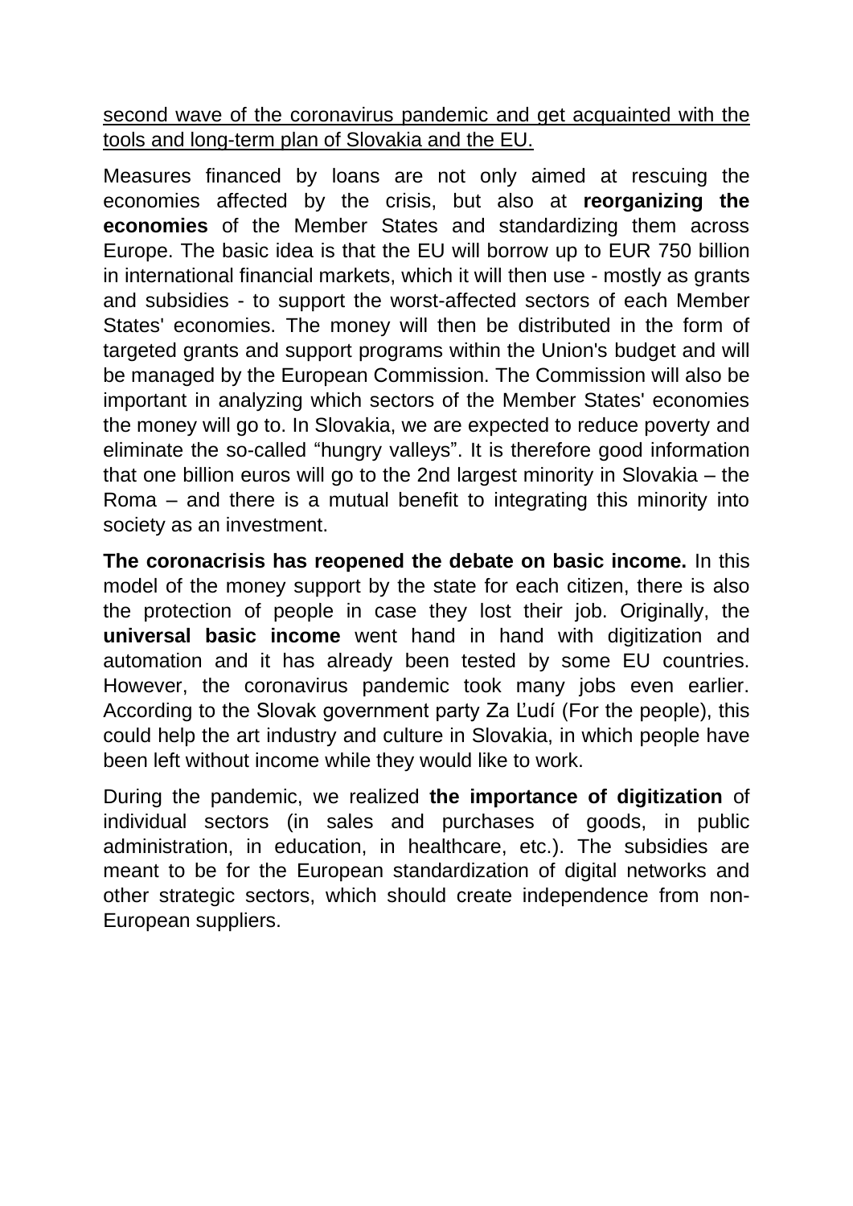second wave of the coronavirus pandemic and get acquainted with the tools and long-term plan of Slovakia and the EU.

Measures financed by loans are not only aimed at rescuing the economies affected by the crisis, but also at **reorganizing the economies** of the Member States and standardizing them across Europe. The basic idea is that the EU will borrow up to EUR 750 billion in international financial markets, which it will then use - mostly as grants and subsidies - to support the worst-affected sectors of each Member States' economies. The money will then be distributed in the form of targeted grants and support programs within the Union's budget and will be managed by the European Commission. The Commission will also be important in analyzing which sectors of the Member States' economies the money will go to. In Slovakia, we are expected to reduce poverty and eliminate the so-called "hungry valleys". It is therefore good information that one billion euros will go to the 2nd largest minority in Slovakia – the Roma – and there is a mutual benefit to integrating this minority into society as an investment.

**The coronacrisis has reopened the debate on basic income.** In this model of the money support by the state for each citizen, there is also the protection of people in case they lost their job. Originally, the **universal basic income** went hand in hand with digitization and automation and it has already been tested by some EU countries. However, the coronavirus pandemic took many jobs even earlier. According to the Slovak government party Za Ľudí (For the people), this could help the art industry and culture in Slovakia, in which people have been left without income while they would like to work.

During the pandemic, we realized **the importance of digitization** of individual sectors (in sales and purchases of goods, in public administration, in education, in healthcare, etc.). The subsidies are meant to be for the European standardization of digital networks and other strategic sectors, which should create independence from non-European suppliers.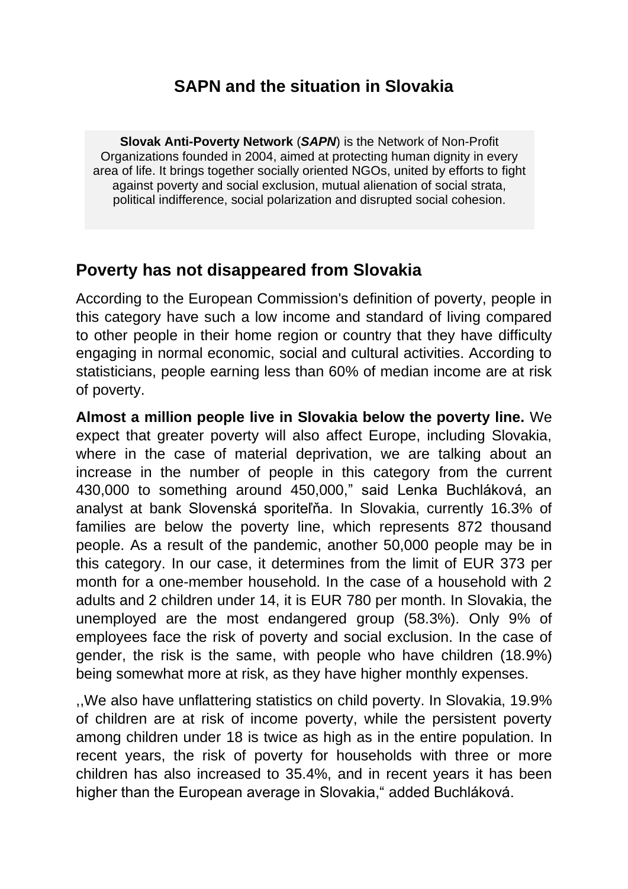# SAPN and the situation in Slovakia

**Slovak Anti-Poverty Network** (***SAPN***) is the Network of Non-Profit Organizations founded in 2004, aimed at protecting human dignity in every area of life. It brings together socially oriented NGOs, united by efforts to fight against poverty and social exclusion, mutual alienation of social strata, political indifference, social polarization and disrupted social cohesion.

## Poverty has not disappeared from Slovakia

According to the European Commission's definition of poverty, people in this category have such a low income and standard of living compared to other people in their home region or country that they have difficulty engaging in normal economic, social and cultural activities. According to statisticians, people earning less than 60% of median income are at risk of poverty.

**Almost a million people live in Slovakia below the poverty line.** We expect that greater poverty will also affect Europe, including Slovakia, where in the case of material deprivation, we are talking about an increase in the number of people in this category from the current 430,000 to something around 450,000," said Lenka Buchláková, an analyst at bank Slovenská sporiteľňa. In Slovakia, currently 16.3% of families are below the poverty line, which represents 872 thousand people. As a result of the pandemic, another 50,000 people may be in this category. In our case, it determines from the limit of EUR 373 per month for a one-member household. In the case of a household with 2 adults and 2 children under 14, it is EUR 780 per month. In Slovakia, the unemployed are the most endangered group (58.3%). Only 9% of employees face the risk of poverty and social exclusion. In the case of gender, the risk is the same, with people who have children (18.9%) being somewhat more at risk, as they have higher monthly expenses.

,,We also have unflattering statistics on child poverty. In Slovakia, 19.9% of children are at risk of income poverty, while the persistent poverty among children under 18 is twice as high as in the entire population. In recent years, the risk of poverty for households with three or more children has also increased to 35.4%, and in recent years it has been higher than the European average in Slovakia," added Buchláková.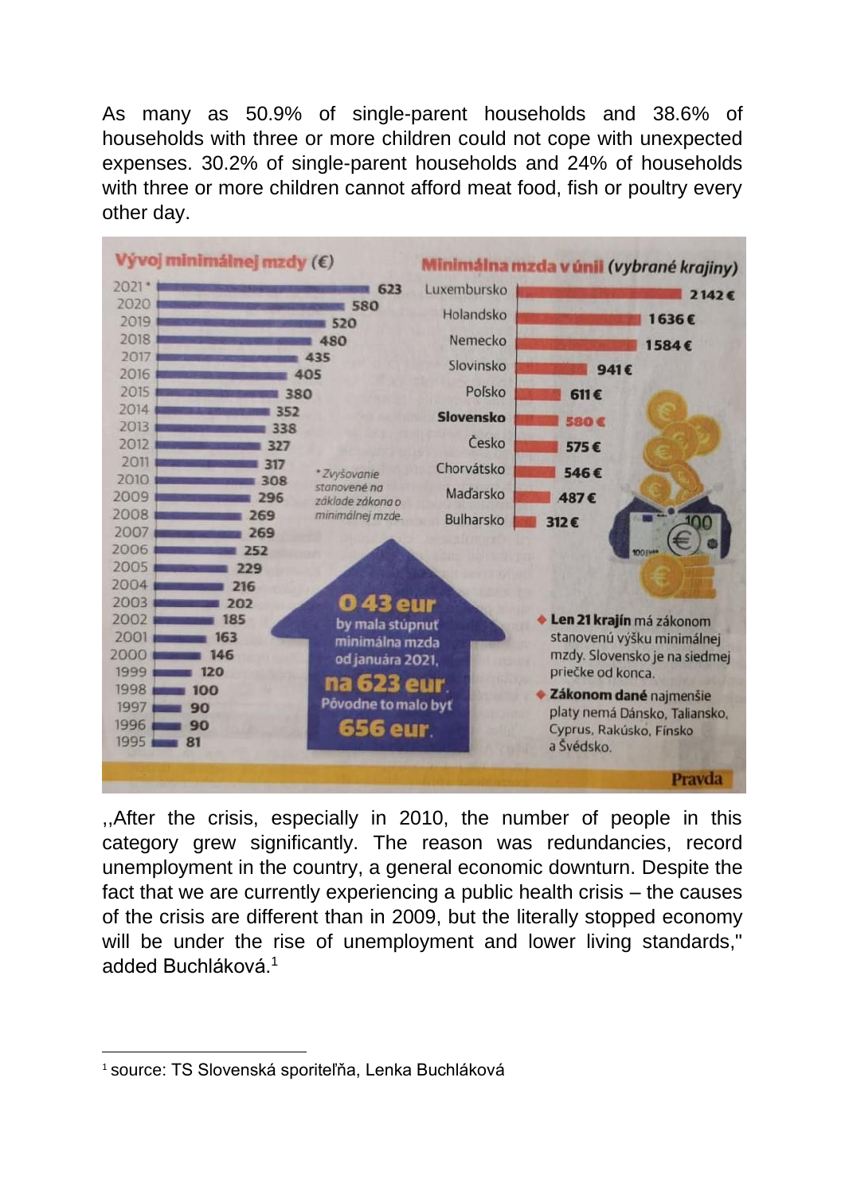As many as 50.9% of single-parent households and 38.6% of households with three or more children could not cope with unexpected expenses. 30.2% of single-parent households and 24% of households with three or more children cannot afford meat food, fish or poultry every other day.

**Vývoj minimálnej mzdy (€)**

2021* 623
2020 580
2019 520
2018 480
2017 435
2016 405
2015 380
2014 352
2013 338
2012 327
2011 317
2010 308
2009 296
2008 269
2007 269
2006 252
2005 229
2004 216
2003 202
2002 185
2001 163
2000 146
1999 120
1998 100
1997 90
1996 90
1995 81

*Zvyšovanie stanovené na základe zákona o minimálnej mzde.

**o 43 eur** by mala stúpnuť minimálna mzda od januára 2021, **na 623 eur.** Pôvodne to malo byť **656 eur.**

**Minimálna mzda v únii** *(vybrané krajiny)*

Luxembursko 2142 €
Holandsko 1636 €
Nemecko 1584 €
Slovinsko 941 €
Poľsko 611 €
**Slovensko** 580 €
Česko 575 €
Chorvátsko 546 €
Maďarsko 487 €
Bulharsko 312 €

- **Len 21 krajín** má zákonom stanovenú výšku minimálnej mzdy. Slovensko je na siedmej priečke od konca.
- **Zákonom dané** najmenšie platy nemá Dánsko, Taliansko, Cyprus, Rakúsko, Fínsko a Švédsko.

Pravda

,,After the crisis, especially in 2010, the number of people in this category grew significantly. The reason was redundancies, record unemployment in the country, a general economic downturn. Despite the fact that we are currently experiencing a public health crisis – the causes of the crisis are different than in 2009, but the literally stopped economy will be under the rise of unemployment and lower living standards," added Buchláková.[1]

---

[1] source: TS Slovenská sporiteľňa, Lenka Buchláková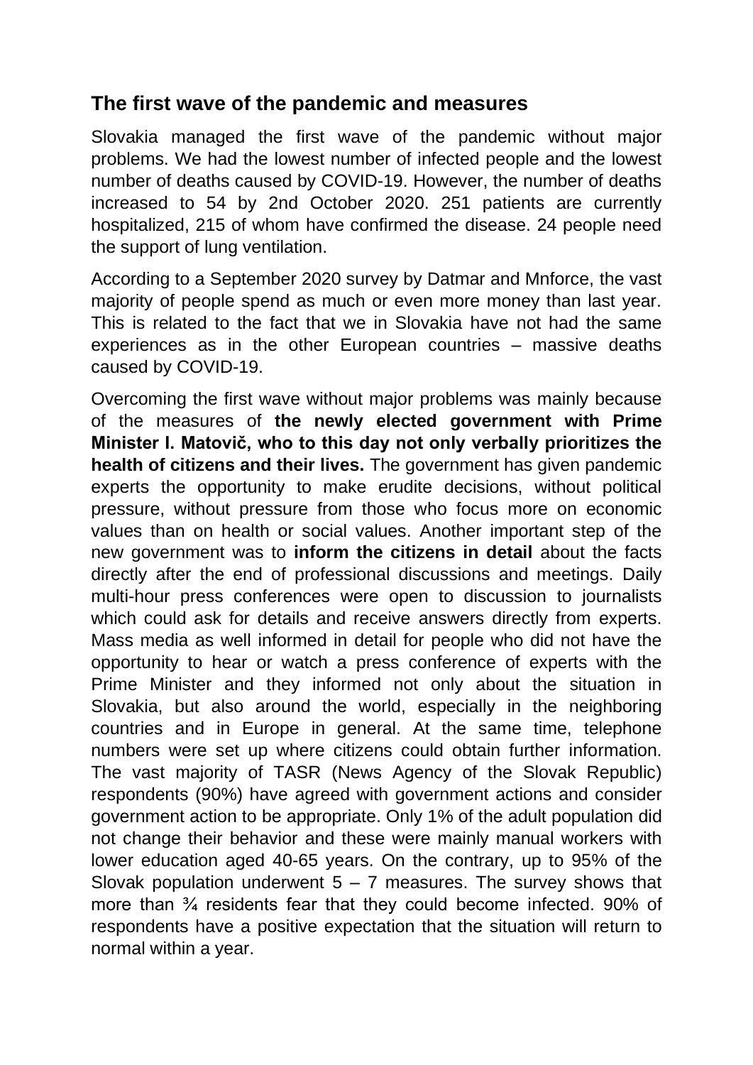## The first wave of the pandemic and measures

Slovakia managed the first wave of the pandemic without major problems. We had the lowest number of infected people and the lowest number of deaths caused by COVID-19. However, the number of deaths increased to 54 by 2nd October 2020. 251 patients are currently hospitalized, 215 of whom have confirmed the disease. 24 people need the support of lung ventilation.

According to a September 2020 survey by Datmar and Mnforce, the vast majority of people spend as much or even more money than last year. This is related to the fact that we in Slovakia have not had the same experiences as in the other European countries – massive deaths caused by COVID-19.

Overcoming the first wave without major problems was mainly because of the measures of **the newly elected government with Prime Minister I. Matovič, who to this day not only verbally prioritizes the health of citizens and their lives.** The government has given pandemic experts the opportunity to make erudite decisions, without political pressure, without pressure from those who focus more on economic values than on health or social values. Another important step of the new government was to **inform the citizens in detail** about the facts directly after the end of professional discussions and meetings. Daily multi-hour press conferences were open to discussion to journalists which could ask for details and receive answers directly from experts. Mass media as well informed in detail for people who did not have the opportunity to hear or watch a press conference of experts with the Prime Minister and they informed not only about the situation in Slovakia, but also around the world, especially in the neighboring countries and in Europe in general. At the same time, telephone numbers were set up where citizens could obtain further information. The vast majority of TASR (News Agency of the Slovak Republic) respondents (90%) have agreed with government actions and consider government action to be appropriate. Only 1% of the adult population did not change their behavior and these were mainly manual workers with lower education aged 40-65 years. On the contrary, up to 95% of the Slovak population underwent 5 – 7 measures. The survey shows that more than ¾ residents fear that they could become infected. 90% of respondents have a positive expectation that the situation will return to normal within a year.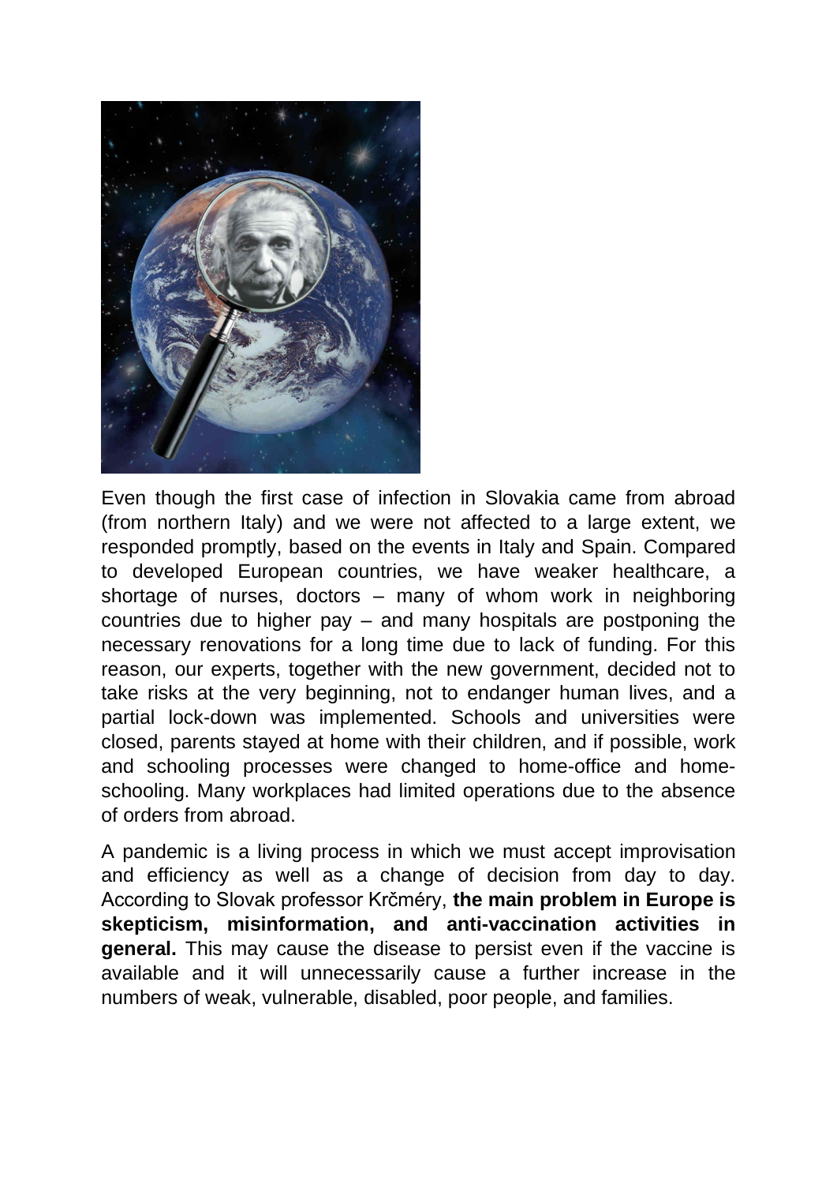Even though the first case of infection in Slovakia came from abroad (from northern Italy) and we were not affected to a large extent, we responded promptly, based on the events in Italy and Spain. Compared to developed European countries, we have weaker healthcare, a shortage of nurses, doctors – many of whom work in neighboring countries due to higher pay – and many hospitals are postponing the necessary renovations for a long time due to lack of funding. For this reason, our experts, together with the new government, decided not to take risks at the very beginning, not to endanger human lives, and a partial lock-down was implemented. Schools and universities were closed, parents stayed at home with their children, and if possible, work and schooling processes were changed to home-office and home-schooling. Many workplaces had limited operations due to the absence of orders from abroad.

A pandemic is a living process in which we must accept improvisation and efficiency as well as a change of decision from day to day. According to Slovak professor Krčméry, **the main problem in Europe is skepticism, misinformation, and anti-vaccination activities in general.** This may cause the disease to persist even if the vaccine is available and it will unnecessarily cause a further increase in the numbers of weak, vulnerable, disabled, poor people, and families.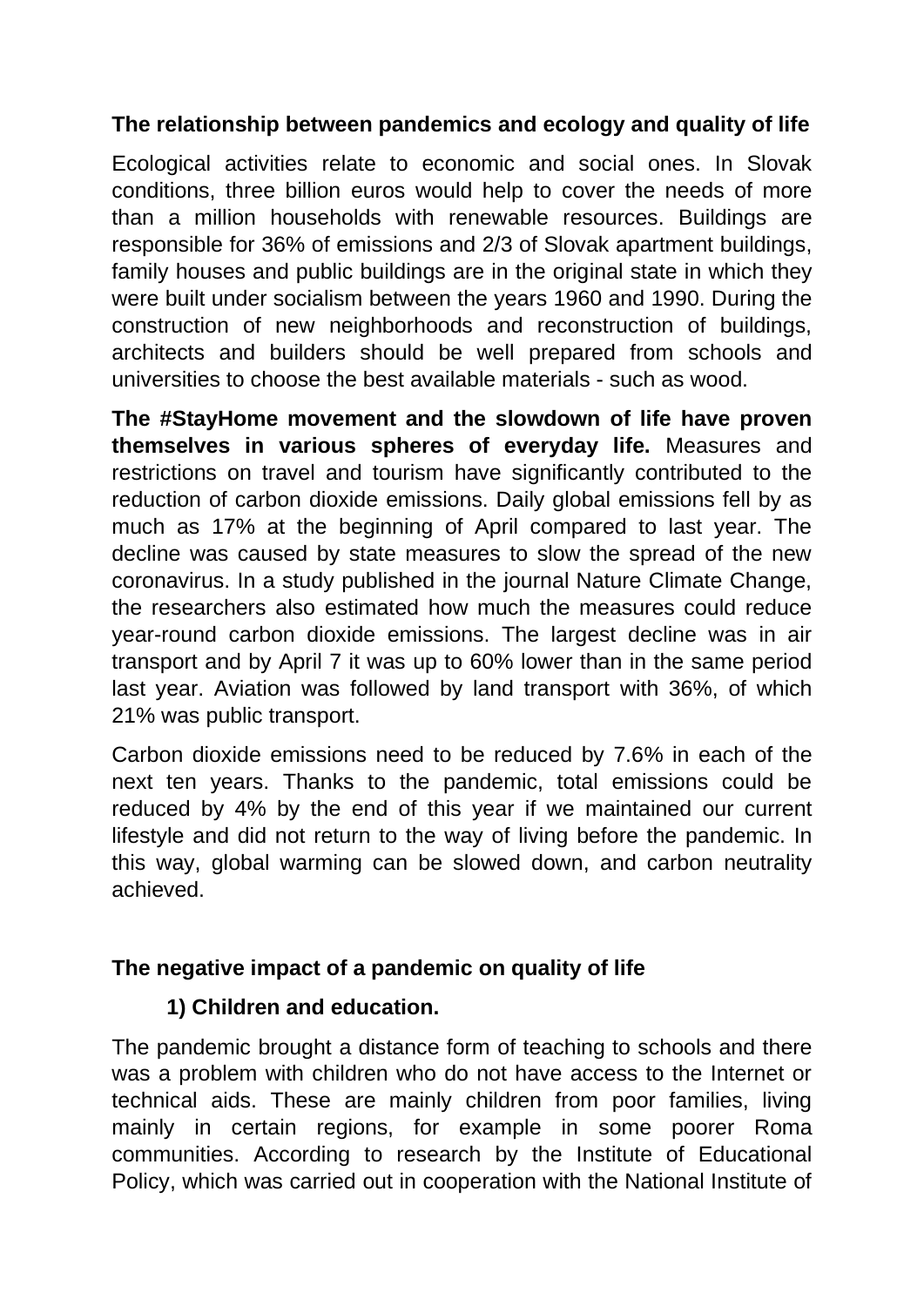**The relationship between pandemics and ecology and quality of life**

Ecological activities relate to economic and social ones. In Slovak conditions, three billion euros would help to cover the needs of more than a million households with renewable resources. Buildings are responsible for 36% of emissions and 2/3 of Slovak apartment buildings, family houses and public buildings are in the original state in which they were built under socialism between the years 1960 and 1990. During the construction of new neighborhoods and reconstruction of buildings, architects and builders should be well prepared from schools and universities to choose the best available materials - such as wood.

**The #StayHome movement and the slowdown of life have proven themselves in various spheres of everyday life.** Measures and restrictions on travel and tourism have significantly contributed to the reduction of carbon dioxide emissions. Daily global emissions fell by as much as 17% at the beginning of April compared to last year. The decline was caused by state measures to slow the spread of the new coronavirus. In a study published in the journal Nature Climate Change, the researchers also estimated how much the measures could reduce year-round carbon dioxide emissions. The largest decline was in air transport and by April 7 it was up to 60% lower than in the same period last year. Aviation was followed by land transport with 36%, of which 21% was public transport.

Carbon dioxide emissions need to be reduced by 7.6% in each of the next ten years. Thanks to the pandemic, total emissions could be reduced by 4% by the end of this year if we maintained our current lifestyle and did not return to the way of living before the pandemic. In this way, global warming can be slowed down, and carbon neutrality achieved.

**The negative impact of a pandemic on quality of life**

**1) Children and education.**

The pandemic brought a distance form of teaching to schools and there was a problem with children who do not have access to the Internet or technical aids. These are mainly children from poor families, living mainly in certain regions, for example in some poorer Roma communities. According to research by the Institute of Educational Policy, which was carried out in cooperation with the National Institute of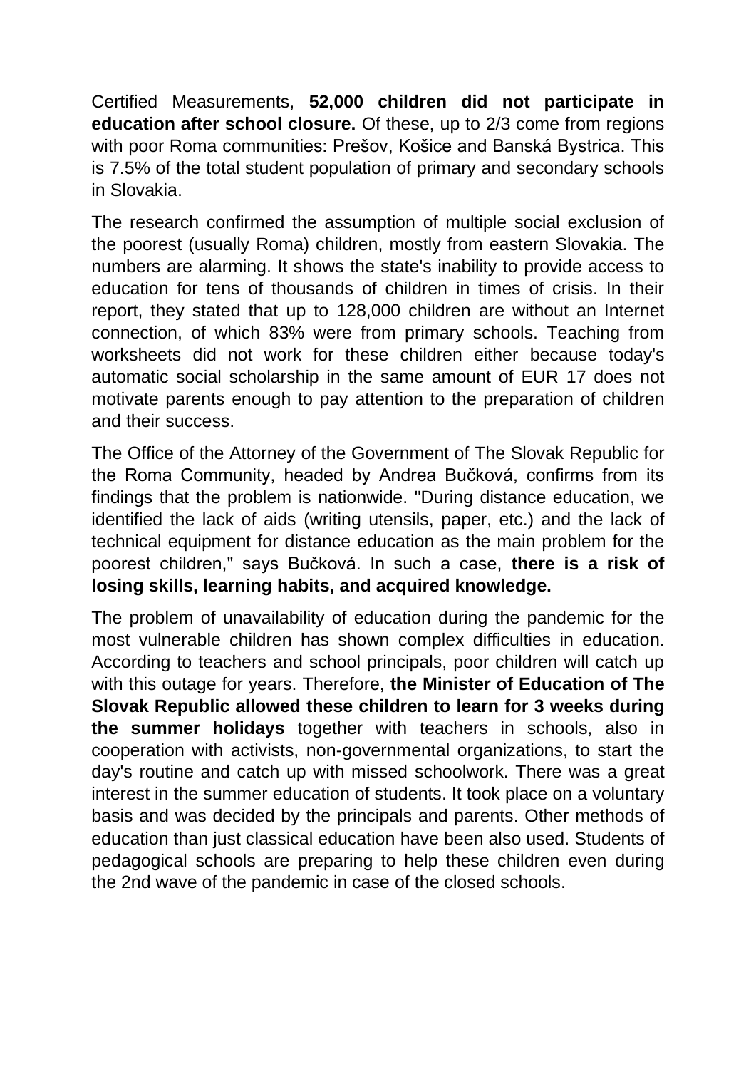Certified Measurements, **52,000 children did not participate in education after school closure.** Of these, up to 2/3 come from regions with poor Roma communities: Prešov, Košice and Banská Bystrica. This is 7.5% of the total student population of primary and secondary schools in Slovakia.

The research confirmed the assumption of multiple social exclusion of the poorest (usually Roma) children, mostly from eastern Slovakia. The numbers are alarming. It shows the state's inability to provide access to education for tens of thousands of children in times of crisis. In their report, they stated that up to 128,000 children are without an Internet connection, of which 83% were from primary schools. Teaching from worksheets did not work for these children either because today's automatic social scholarship in the same amount of EUR 17 does not motivate parents enough to pay attention to the preparation of children and their success.

The Office of the Attorney of the Government of The Slovak Republic for the Roma Community, headed by Andrea Bučková, confirms from its findings that the problem is nationwide. "During distance education, we identified the lack of aids (writing utensils, paper, etc.) and the lack of technical equipment for distance education as the main problem for the poorest children," says Bučková. In such a case, **there is a risk of losing skills, learning habits, and acquired knowledge.**

The problem of unavailability of education during the pandemic for the most vulnerable children has shown complex difficulties in education. According to teachers and school principals, poor children will catch up with this outage for years. Therefore, **the Minister of Education of The Slovak Republic allowed these children to learn for 3 weeks during the summer holidays** together with teachers in schools, also in cooperation with activists, non-governmental organizations, to start the day's routine and catch up with missed schoolwork. There was a great interest in the summer education of students. It took place on a voluntary basis and was decided by the principals and parents. Other methods of education than just classical education have been also used. Students of pedagogical schools are preparing to help these children even during the 2nd wave of the pandemic in case of the closed schools.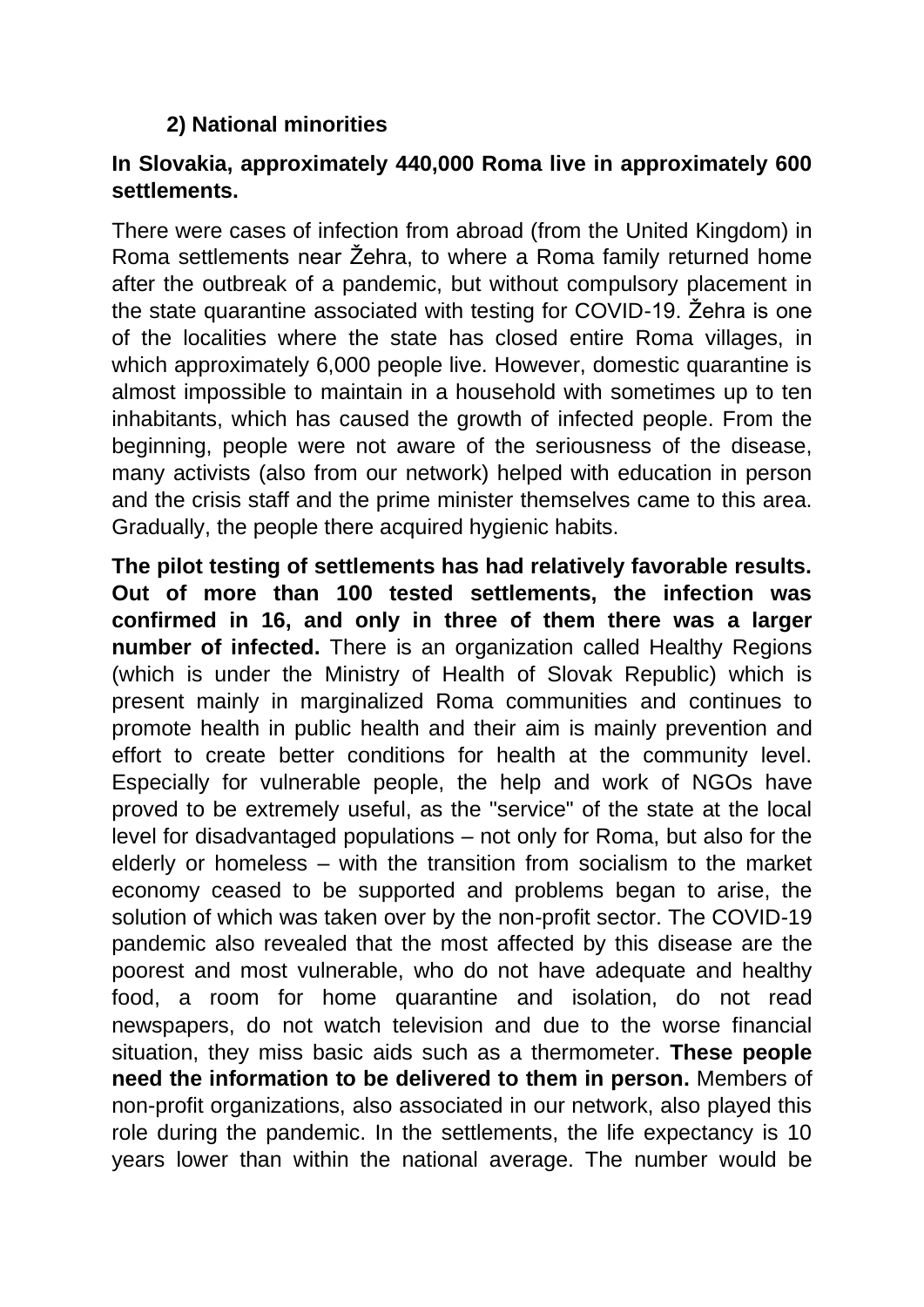### 2) National minorities

**In Slovakia, approximately 440,000 Roma live in approximately 600 settlements.**

There were cases of infection from abroad (from the United Kingdom) in Roma settlements near Žehra, to where a Roma family returned home after the outbreak of a pandemic, but without compulsory placement in the state quarantine associated with testing for COVID-19. Žehra is one of the localities where the state has closed entire Roma villages, in which approximately 6,000 people live. However, domestic quarantine is almost impossible to maintain in a household with sometimes up to ten inhabitants, which has caused the growth of infected people. From the beginning, people were not aware of the seriousness of the disease, many activists (also from our network) helped with education in person and the crisis staff and the prime minister themselves came to this area. Gradually, the people there acquired hygienic habits.

**The pilot testing of settlements has had relatively favorable results. Out of more than 100 tested settlements, the infection was confirmed in 16, and only in three of them there was a larger number of infected.** There is an organization called Healthy Regions (which is under the Ministry of Health of Slovak Republic) which is present mainly in marginalized Roma communities and continues to promote health in public health and their aim is mainly prevention and effort to create better conditions for health at the community level. Especially for vulnerable people, the help and work of NGOs have proved to be extremely useful, as the "service" of the state at the local level for disadvantaged populations – not only for Roma, but also for the elderly or homeless – with the transition from socialism to the market economy ceased to be supported and problems began to arise, the solution of which was taken over by the non-profit sector. The COVID-19 pandemic also revealed that the most affected by this disease are the poorest and most vulnerable, who do not have adequate and healthy food, a room for home quarantine and isolation, do not read newspapers, do not watch television and due to the worse financial situation, they miss basic aids such as a thermometer. **These people need the information to be delivered to them in person.** Members of non-profit organizations, also associated in our network, also played this role during the pandemic. In the settlements, the life expectancy is 10 years lower than within the national average. The number would be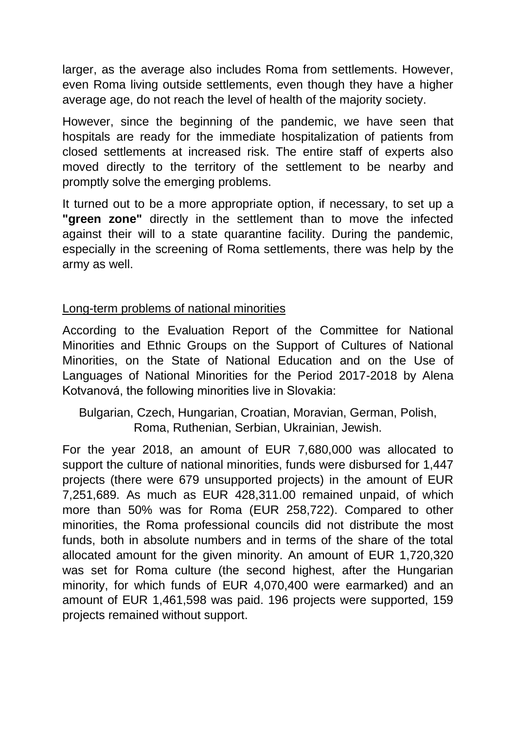larger, as the average also includes Roma from settlements. However, even Roma living outside settlements, even though they have a higher average age, do not reach the level of health of the majority society.

However, since the beginning of the pandemic, we have seen that hospitals are ready for the immediate hospitalization of patients from closed settlements at increased risk. The entire staff of experts also moved directly to the territory of the settlement to be nearby and promptly solve the emerging problems.

It turned out to be a more appropriate option, if necessary, to set up a **"green zone"** directly in the settlement than to move the infected against their will to a state quarantine facility. During the pandemic, especially in the screening of Roma settlements, there was help by the army as well.

## Long-term problems of national minorities

According to the Evaluation Report of the Committee for National Minorities and Ethnic Groups on the Support of Cultures of National Minorities, on the State of National Education and on the Use of Languages of National Minorities for the Period 2017-2018 by Alena Kotvanová, the following minorities live in Slovakia:

Bulgarian, Czech, Hungarian, Croatian, Moravian, German, Polish, Roma, Ruthenian, Serbian, Ukrainian, Jewish.

For the year 2018, an amount of EUR 7,680,000 was allocated to support the culture of national minorities, funds were disbursed for 1,447 projects (there were 679 unsupported projects) in the amount of EUR 7,251,689. As much as EUR 428,311.00 remained unpaid, of which more than 50% was for Roma (EUR 258,722). Compared to other minorities, the Roma professional councils did not distribute the most funds, both in absolute numbers and in terms of the share of the total allocated amount for the given minority. An amount of EUR 1,720,320 was set for Roma culture (the second highest, after the Hungarian minority, for which funds of EUR 4,070,400 were earmarked) and an amount of EUR 1,461,598 was paid. 196 projects were supported, 159 projects remained without support.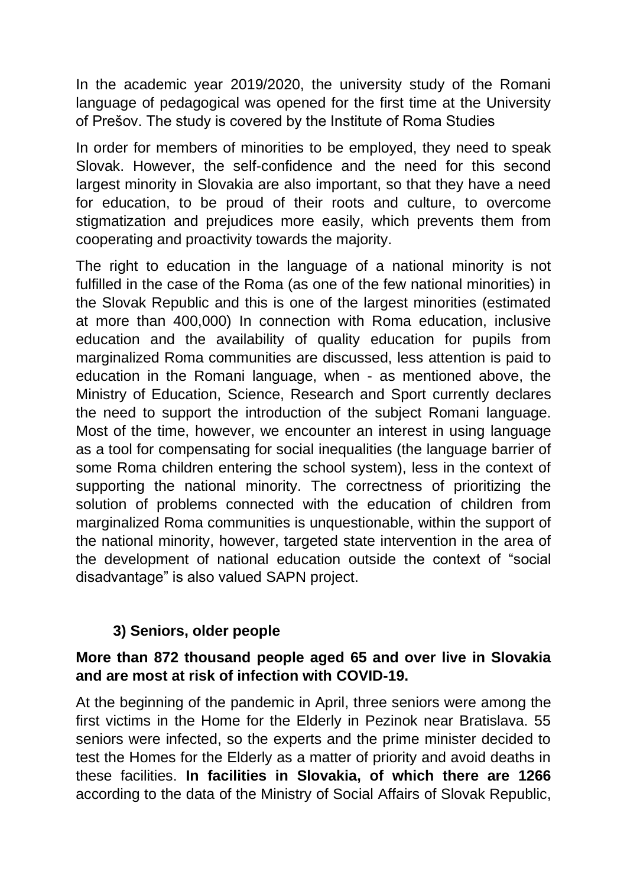In the academic year 2019/2020, the university study of the Romani language of pedagogical was opened for the first time at the University of Prešov. The study is covered by the Institute of Roma Studies

In order for members of minorities to be employed, they need to speak Slovak. However, the self-confidence and the need for this second largest minority in Slovakia are also important, so that they have a need for education, to be proud of their roots and culture, to overcome stigmatization and prejudices more easily, which prevents them from cooperating and proactivity towards the majority.

The right to education in the language of a national minority is not fulfilled in the case of the Roma (as one of the few national minorities) in the Slovak Republic and this is one of the largest minorities (estimated at more than 400,000) In connection with Roma education, inclusive education and the availability of quality education for pupils from marginalized Roma communities are discussed, less attention is paid to education in the Romani language, when - as mentioned above, the Ministry of Education, Science, Research and Sport currently declares the need to support the introduction of the subject Romani language. Most of the time, however, we encounter an interest in using language as a tool for compensating for social inequalities (the language barrier of some Roma children entering the school system), less in the context of supporting the national minority. The correctness of prioritizing the solution of problems connected with the education of children from marginalized Roma communities is unquestionable, within the support of the national minority, however, targeted state intervention in the area of the development of national education outside the context of "social disadvantage" is also valued SAPN project.

### 3) Seniors, older people

**More than 872 thousand people aged 65 and over live in Slovakia and are most at risk of infection with COVID-19.**

At the beginning of the pandemic in April, three seniors were among the first victims in the Home for the Elderly in Pezinok near Bratislava. 55 seniors were infected, so the experts and the prime minister decided to test the Homes for the Elderly as a matter of priority and avoid deaths in these facilities. **In facilities in Slovakia, of which there are 1266** according to the data of the Ministry of Social Affairs of Slovak Republic,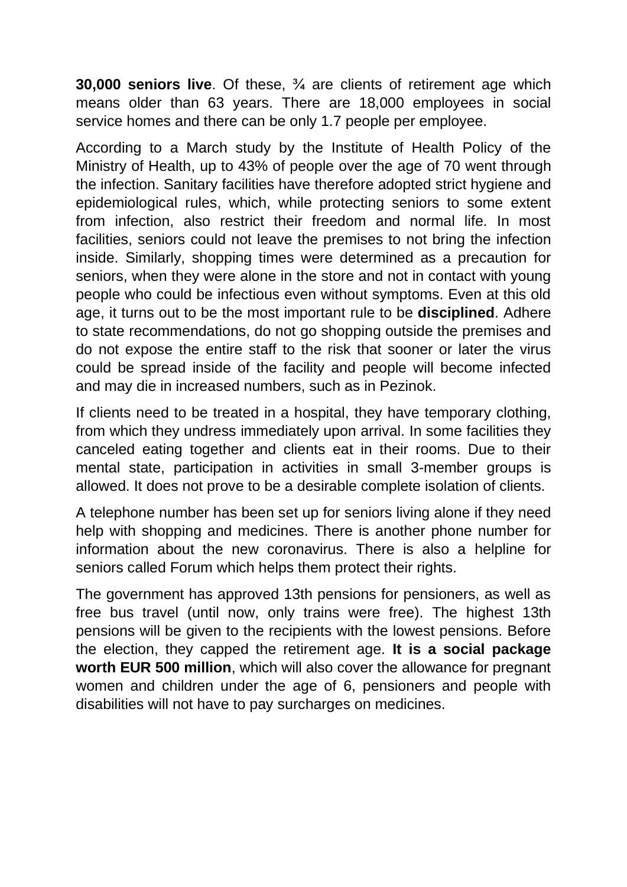**30,000 seniors live**. Of these, ¾ are clients of retirement age which means older than 63 years. There are 18,000 employees in social service homes and there can be only 1.7 people per employee.

According to a March study by the Institute of Health Policy of the Ministry of Health, up to 43% of people over the age of 70 went through the infection. Sanitary facilities have therefore adopted strict hygiene and epidemiological rules, which, while protecting seniors to some extent from infection, also restrict their freedom and normal life. In most facilities, seniors could not leave the premises to not bring the infection inside. Similarly, shopping times were determined as a precaution for seniors, when they were alone in the store and not in contact with young people who could be infectious even without symptoms. Even at this old age, it turns out to be the most important rule to be **disciplined**. Adhere to state recommendations, do not go shopping outside the premises and do not expose the entire staff to the risk that sooner or later the virus could be spread inside of the facility and people will become infected and may die in increased numbers, such as in Pezinok.

If clients need to be treated in a hospital, they have temporary clothing, from which they undress immediately upon arrival. In some facilities they canceled eating together and clients eat in their rooms. Due to their mental state, participation in activities in small 3-member groups is allowed. It does not prove to be a desirable complete isolation of clients.

A telephone number has been set up for seniors living alone if they need help with shopping and medicines. There is another phone number for information about the new coronavirus. There is also a helpline for seniors called Forum which helps them protect their rights.

The government has approved 13th pensions for pensioners, as well as free bus travel (until now, only trains were free). The highest 13th pensions will be given to the recipients with the lowest pensions. Before the election, they capped the retirement age. **It is a social package worth EUR 500 million**, which will also cover the allowance for pregnant women and children under the age of 6, pensioners and people with disabilities will not have to pay surcharges on medicines.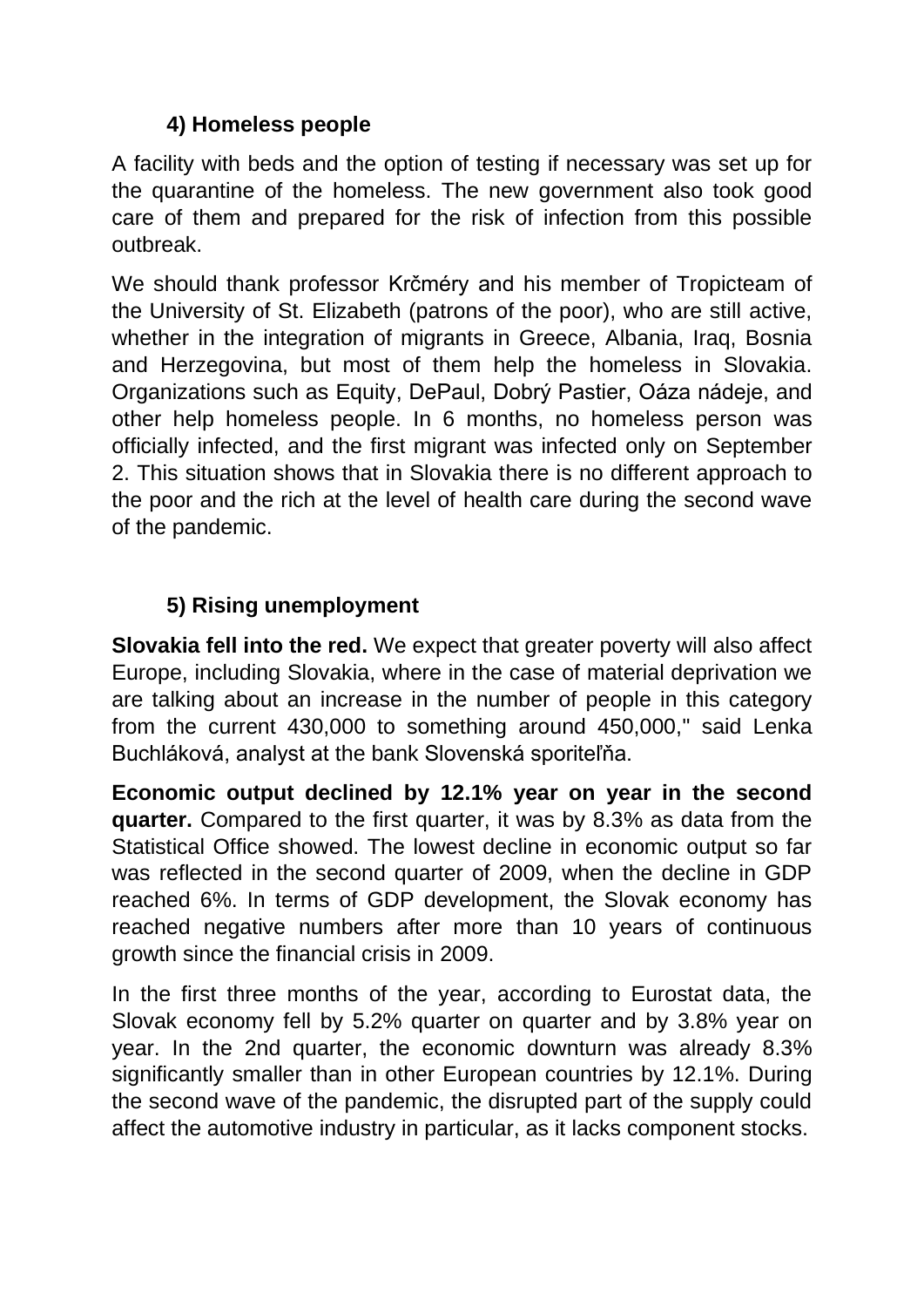#### 4) Homeless people

A facility with beds and the option of testing if necessary was set up for the quarantine of the homeless. The new government also took good care of them and prepared for the risk of infection from this possible outbreak.

We should thank professor Krčméry and his member of Tropicteam of the University of St. Elizabeth (patrons of the poor), who are still active, whether in the integration of migrants in Greece, Albania, Iraq, Bosnia and Herzegovina, but most of them help the homeless in Slovakia. Organizations such as Equity, DePaul, Dobrý Pastier, Oáza nádeje, and other help homeless people. In 6 months, no homeless person was officially infected, and the first migrant was infected only on September 2. This situation shows that in Slovakia there is no different approach to the poor and the rich at the level of health care during the second wave of the pandemic.

#### 5) Rising unemployment

**Slovakia fell into the red.** We expect that greater poverty will also affect Europe, including Slovakia, where in the case of material deprivation we are talking about an increase in the number of people in this category from the current 430,000 to something around 450,000," said Lenka Buchláková, analyst at the bank Slovenská sporiteľňa.

**Economic output declined by 12.1% year on year in the second quarter.** Compared to the first quarter, it was by 8.3% as data from the Statistical Office showed. The lowest decline in economic output so far was reflected in the second quarter of 2009, when the decline in GDP reached 6%. In terms of GDP development, the Slovak economy has reached negative numbers after more than 10 years of continuous growth since the financial crisis in 2009.

In the first three months of the year, according to Eurostat data, the Slovak economy fell by 5.2% quarter on quarter and by 3.8% year on year. In the 2nd quarter, the economic downturn was already 8.3% significantly smaller than in other European countries by 12.1%. During the second wave of the pandemic, the disrupted part of the supply could affect the automotive industry in particular, as it lacks component stocks.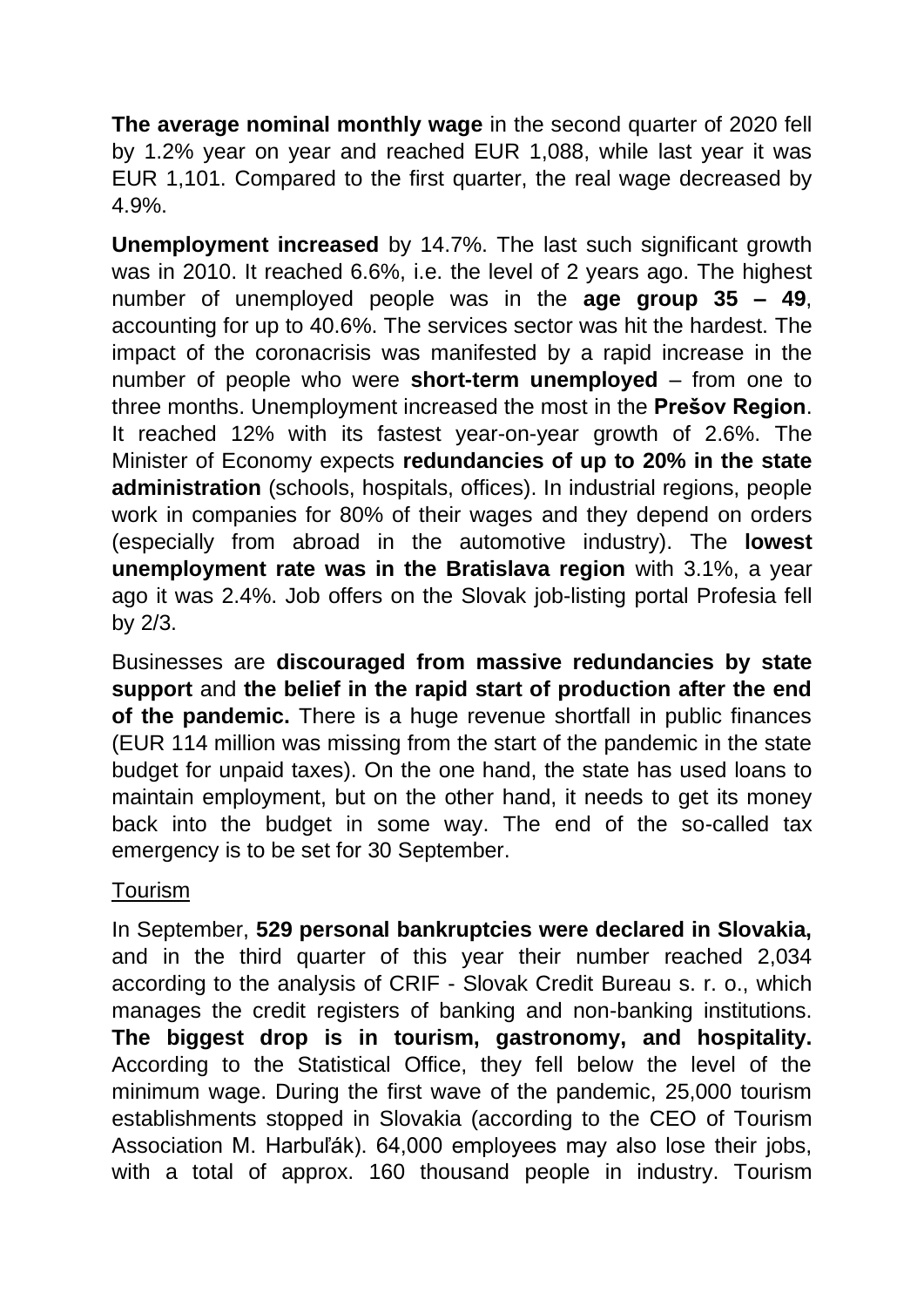**The average nominal monthly wage** in the second quarter of 2020 fell by 1.2% year on year and reached EUR 1,088, while last year it was EUR 1,101. Compared to the first quarter, the real wage decreased by 4.9%.

**Unemployment increased** by 14.7%. The last such significant growth was in 2010. It reached 6.6%, i.e. the level of 2 years ago. The highest number of unemployed people was in the **age group 35 – 49**, accounting for up to 40.6%. The services sector was hit the hardest. The impact of the coronacrisis was manifested by a rapid increase in the number of people who were **short-term unemployed** – from one to three months. Unemployment increased the most in the **Prešov Region**. It reached 12% with its fastest year-on-year growth of 2.6%. The Minister of Economy expects **redundancies of up to 20% in the state administration** (schools, hospitals, offices). In industrial regions, people work in companies for 80% of their wages and they depend on orders (especially from abroad in the automotive industry). The **lowest unemployment rate was in the Bratislava region** with 3.1%, a year ago it was 2.4%. Job offers on the Slovak job-listing portal Profesia fell by 2/3.

Businesses are **discouraged from massive redundancies by state support** and **the belief in the rapid start of production after the end of the pandemic.** There is a huge revenue shortfall in public finances (EUR 114 million was missing from the start of the pandemic in the state budget for unpaid taxes). On the one hand, the state has used loans to maintain employment, but on the other hand, it needs to get its money back into the budget in some way. The end of the so-called tax emergency is to be set for 30 September.

Tourism

In September, **529 personal bankruptcies were declared in Slovakia,** and in the third quarter of this year their number reached 2,034 according to the analysis of CRIF - Slovak Credit Bureau s. r. o., which manages the credit registers of banking and non-banking institutions. **The biggest drop is in tourism, gastronomy, and hospitality.** According to the Statistical Office, they fell below the level of the minimum wage. During the first wave of the pandemic, 25,000 tourism establishments stopped in Slovakia (according to the CEO of Tourism Association M. Harbuľák). 64,000 employees may also lose their jobs, with a total of approx. 160 thousand people in industry. Tourism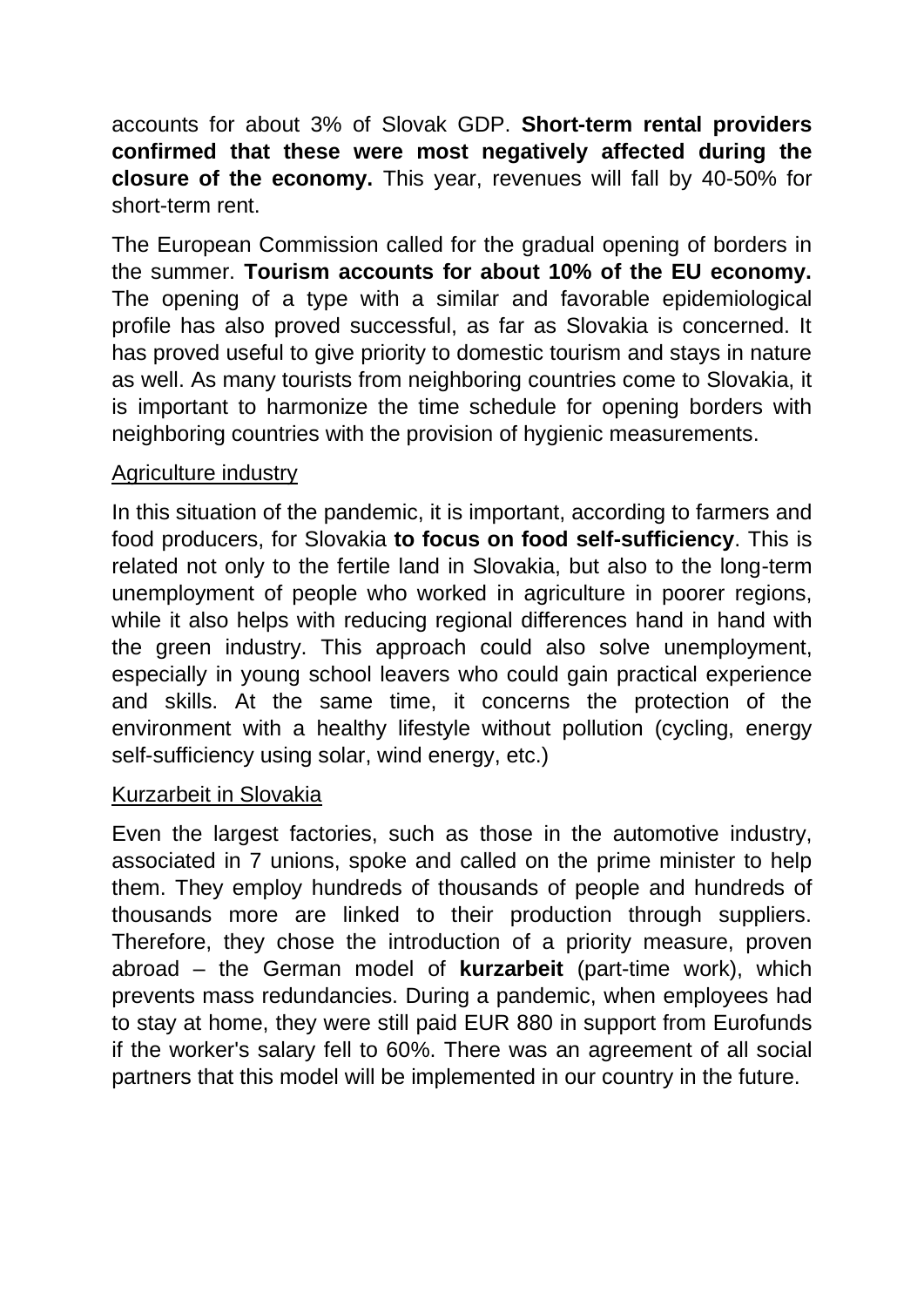accounts for about 3% of Slovak GDP. **Short-term rental providers confirmed that these were most negatively affected during the closure of the economy.** This year, revenues will fall by 40-50% for short-term rent.

The European Commission called for the gradual opening of borders in the summer. **Tourism accounts for about 10% of the EU economy.** The opening of a type with a similar and favorable epidemiological profile has also proved successful, as far as Slovakia is concerned. It has proved useful to give priority to domestic tourism and stays in nature as well. As many tourists from neighboring countries come to Slovakia, it is important to harmonize the time schedule for opening borders with neighboring countries with the provision of hygienic measurements.

Agriculture industry

In this situation of the pandemic, it is important, according to farmers and food producers, for Slovakia **to focus on food self-sufficiency**. This is related not only to the fertile land in Slovakia, but also to the long-term unemployment of people who worked in agriculture in poorer regions, while it also helps with reducing regional differences hand in hand with the green industry. This approach could also solve unemployment, especially in young school leavers who could gain practical experience and skills. At the same time, it concerns the protection of the environment with a healthy lifestyle without pollution (cycling, energy self-sufficiency using solar, wind energy, etc.)

Kurzarbeit in Slovakia

Even the largest factories, such as those in the automotive industry, associated in 7 unions, spoke and called on the prime minister to help them. They employ hundreds of thousands of people and hundreds of thousands more are linked to their production through suppliers. Therefore, they chose the introduction of a priority measure, proven abroad – the German model of **kurzarbeit** (part-time work), which prevents mass redundancies. During a pandemic, when employees had to stay at home, they were still paid EUR 880 in support from Eurofunds if the worker's salary fell to 60%. There was an agreement of all social partners that this model will be implemented in our country in the future.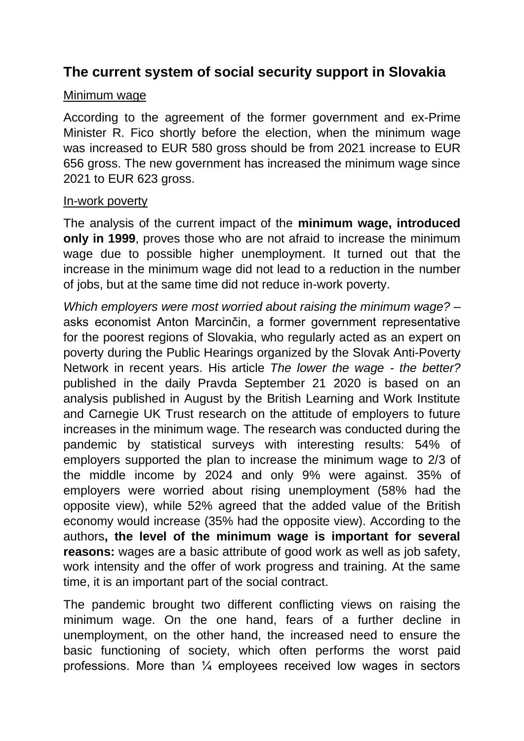## The current system of social security support in Slovakia

Minimum wage

According to the agreement of the former government and ex-Prime Minister R. Fico shortly before the election, when the minimum wage was increased to EUR 580 gross should be from 2021 increase to EUR 656 gross. The new government has increased the minimum wage since 2021 to EUR 623 gross.

In-work poverty

The analysis of the current impact of the **minimum wage, introduced only in 1999**, proves those who are not afraid to increase the minimum wage due to possible higher unemployment. It turned out that the increase in the minimum wage did not lead to a reduction in the number of jobs, but at the same time did not reduce in-work poverty.

*Which employers were most worried about raising the minimum wage?* – asks economist Anton Marcinčin, a former government representative for the poorest regions of Slovakia, who regularly acted as an expert on poverty during the Public Hearings organized by the Slovak Anti-Poverty Network in recent years. His article *The lower the wage - the better?* published in the daily Pravda September 21 2020 is based on an analysis published in August by the British Learning and Work Institute and Carnegie UK Trust research on the attitude of employers to future increases in the minimum wage. The research was conducted during the pandemic by statistical surveys with interesting results: 54% of employers supported the plan to increase the minimum wage to 2/3 of the middle income by 2024 and only 9% were against. 35% of employers were worried about rising unemployment (58% had the opposite view), while 52% agreed that the added value of the British economy would increase (35% had the opposite view). According to the authors**, the level of the minimum wage is important for several reasons:** wages are a basic attribute of good work as well as job safety, work intensity and the offer of work progress and training. At the same time, it is an important part of the social contract.

The pandemic brought two different conflicting views on raising the minimum wage. On the one hand, fears of a further decline in unemployment, on the other hand, the increased need to ensure the basic functioning of society, which often performs the worst paid professions. More than ¼ employees received low wages in sectors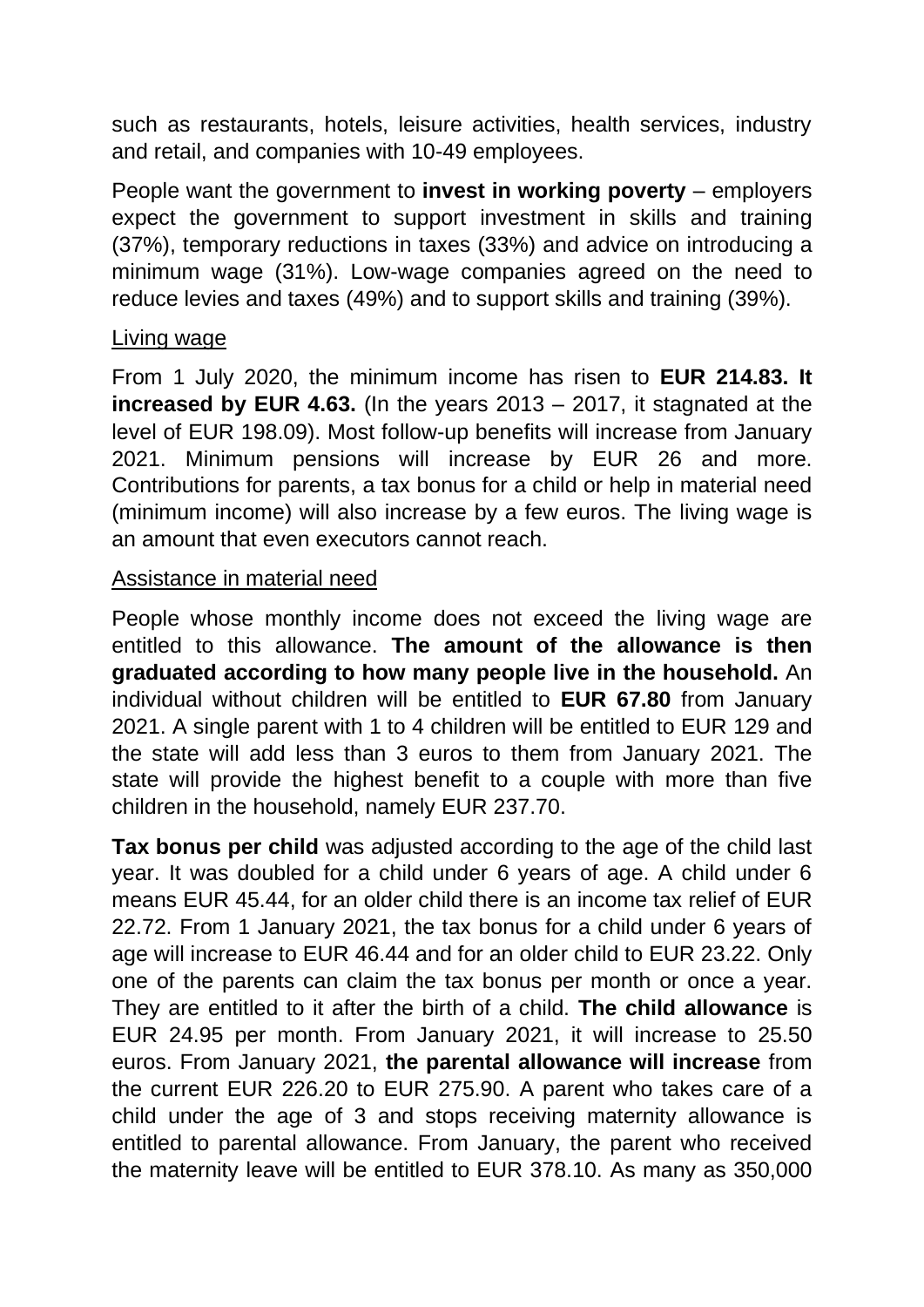such as restaurants, hotels, leisure activities, health services, industry and retail, and companies with 10-49 employees.

People want the government to **invest in working poverty** – employers expect the government to support investment in skills and training (37%), temporary reductions in taxes (33%) and advice on introducing a minimum wage (31%). Low-wage companies agreed on the need to reduce levies and taxes (49%) and to support skills and training (39%).

<u>Living wage</u>

From 1 July 2020, the minimum income has risen to **EUR 214.83. It increased by EUR 4.63.** (In the years 2013 – 2017, it stagnated at the level of EUR 198.09). Most follow-up benefits will increase from January 2021. Minimum pensions will increase by EUR 26 and more. Contributions for parents, a tax bonus for a child or help in material need (minimum income) will also increase by a few euros. The living wage is an amount that even executors cannot reach.

<u>Assistance in material need</u>

People whose monthly income does not exceed the living wage are entitled to this allowance. **The amount of the allowance is then graduated according to how many people live in the household.** An individual without children will be entitled to **EUR 67.80** from January 2021. A single parent with 1 to 4 children will be entitled to EUR 129 and the state will add less than 3 euros to them from January 2021. The state will provide the highest benefit to a couple with more than five children in the household, namely EUR 237.70.

**Tax bonus per child** was adjusted according to the age of the child last year. It was doubled for a child under 6 years of age. A child under 6 means EUR 45.44, for an older child there is an income tax relief of EUR 22.72. From 1 January 2021, the tax bonus for a child under 6 years of age will increase to EUR 46.44 and for an older child to EUR 23.22. Only one of the parents can claim the tax bonus per month or once a year. They are entitled to it after the birth of a child. **The child allowance** is EUR 24.95 per month. From January 2021, it will increase to 25.50 euros. From January 2021, **the parental allowance will increase** from the current EUR 226.20 to EUR 275.90. A parent who takes care of a child under the age of 3 and stops receiving maternity allowance is entitled to parental allowance. From January, the parent who received the maternity leave will be entitled to EUR 378.10. As many as 350,000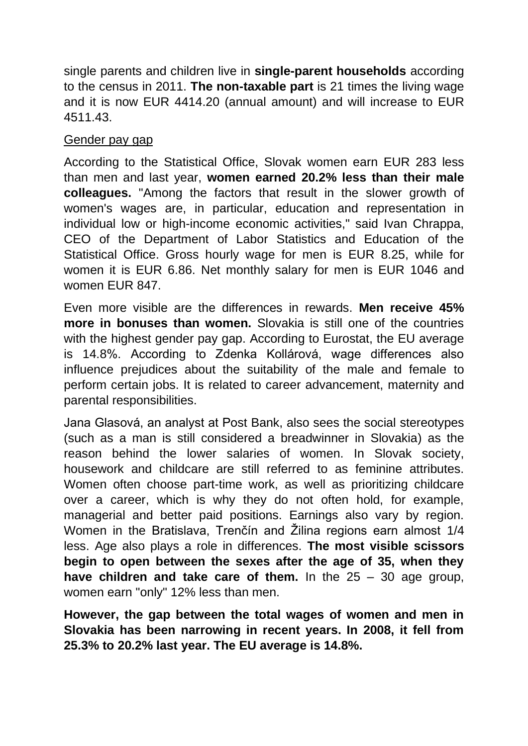single parents and children live in **single-parent households** according to the census in 2011. **The non-taxable part** is 21 times the living wage and it is now EUR 4414.20 (annual amount) and will increase to EUR 4511.43.

Gender pay gap

According to the Statistical Office, Slovak women earn EUR 283 less than men and last year, **women earned 20.2% less than their male colleagues.** "Among the factors that result in the slower growth of women's wages are, in particular, education and representation in individual low or high-income economic activities," said Ivan Chrappa, CEO of the Department of Labor Statistics and Education of the Statistical Office. Gross hourly wage for men is EUR 8.25, while for women it is EUR 6.86. Net monthly salary for men is EUR 1046 and women EUR 847.

Even more visible are the differences in rewards. **Men receive 45% more in bonuses than women.** Slovakia is still one of the countries with the highest gender pay gap. According to Eurostat, the EU average is 14.8%. According to Zdenka Kollárová, wage differences also influence prejudices about the suitability of the male and female to perform certain jobs. It is related to career advancement, maternity and parental responsibilities.

Jana Glasová, an analyst at Post Bank, also sees the social stereotypes (such as a man is still considered a breadwinner in Slovakia) as the reason behind the lower salaries of women. In Slovak society, housework and childcare are still referred to as feminine attributes. Women often choose part-time work, as well as prioritizing childcare over a career, which is why they do not often hold, for example, managerial and better paid positions. Earnings also vary by region. Women in the Bratislava, Trenčín and Žilina regions earn almost 1/4 less. Age also plays a role in differences. **The most visible scissors begin to open between the sexes after the age of 35, when they have children and take care of them.** In the 25 – 30 age group, women earn "only" 12% less than men.

**However, the gap between the total wages of women and men in Slovakia has been narrowing in recent years. In 2008, it fell from 25.3% to 20.2% last year. The EU average is 14.8%.**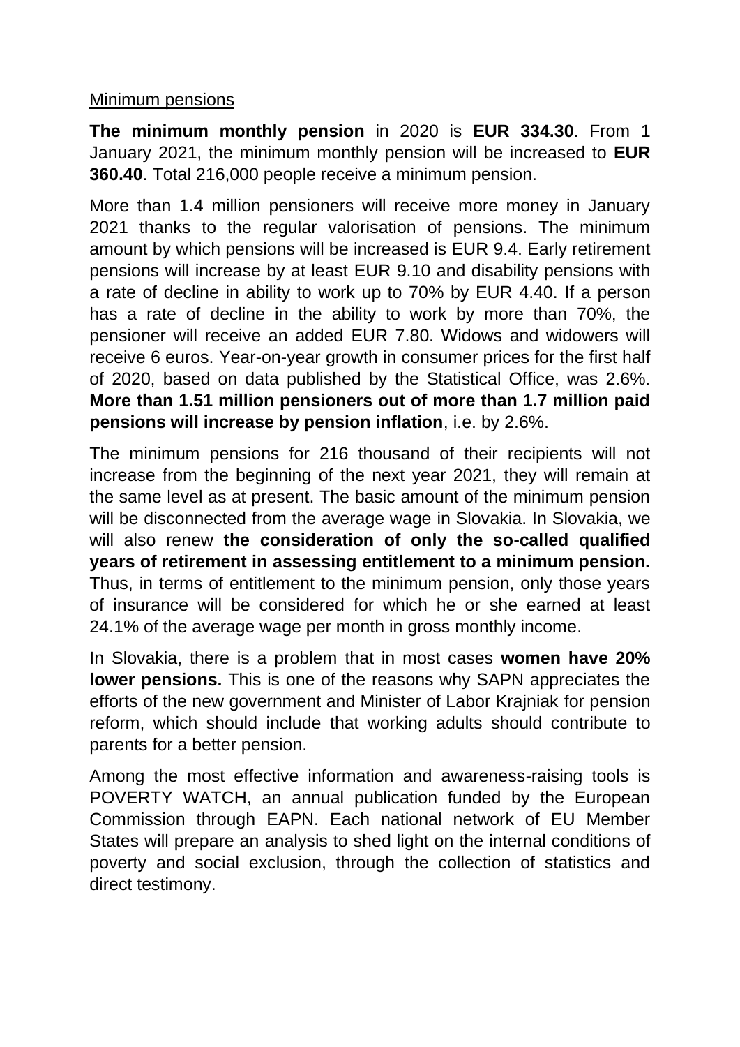Minimum pensions

**The minimum monthly pension** in 2020 is **EUR 334.30**. From 1 January 2021, the minimum monthly pension will be increased to **EUR 360.40**. Total 216,000 people receive a minimum pension.

More than 1.4 million pensioners will receive more money in January 2021 thanks to the regular valorisation of pensions. The minimum amount by which pensions will be increased is EUR 9.4. Early retirement pensions will increase by at least EUR 9.10 and disability pensions with a rate of decline in ability to work up to 70% by EUR 4.40. If a person has a rate of decline in the ability to work by more than 70%, the pensioner will receive an added EUR 7.80. Widows and widowers will receive 6 euros. Year-on-year growth in consumer prices for the first half of 2020, based on data published by the Statistical Office, was 2.6%. **More than 1.51 million pensioners out of more than 1.7 million paid pensions will increase by pension inflation**, i.e. by 2.6%.

The minimum pensions for 216 thousand of their recipients will not increase from the beginning of the next year 2021, they will remain at the same level as at present. The basic amount of the minimum pension will be disconnected from the average wage in Slovakia. In Slovakia, we will also renew **the consideration of only the so-called qualified years of retirement in assessing entitlement to a minimum pension.** Thus, in terms of entitlement to the minimum pension, only those years of insurance will be considered for which he or she earned at least 24.1% of the average wage per month in gross monthly income.

In Slovakia, there is a problem that in most cases **women have 20% lower pensions.** This is one of the reasons why SAPN appreciates the efforts of the new government and Minister of Labor Krajniak for pension reform, which should include that working adults should contribute to parents for a better pension.

Among the most effective information and awareness-raising tools is POVERTY WATCH, an annual publication funded by the European Commission through EAPN. Each national network of EU Member States will prepare an analysis to shed light on the internal conditions of poverty and social exclusion, through the collection of statistics and direct testimony.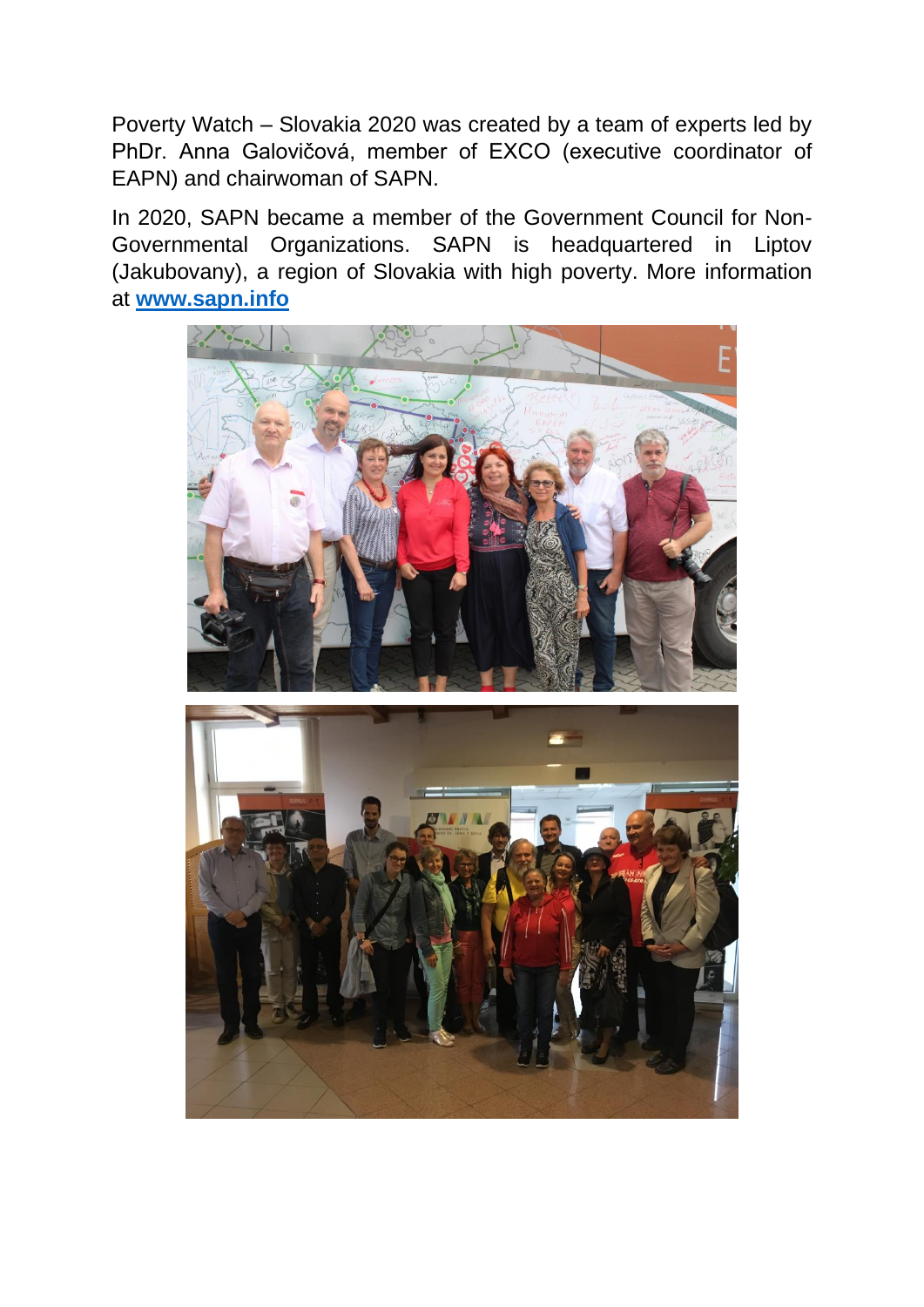Poverty Watch – Slovakia 2020 was created by a team of experts led by PhDr. Anna Galovičová, member of EXCO (executive coordinator of EAPN) and chairwoman of SAPN.

In 2020, SAPN became a member of the Government Council for Non-Governmental Organizations. SAPN is headquartered in Liptov (Jakubovany), a region of Slovakia with high poverty. More information at **[www.sapn.info](http://www.sapn.info)**